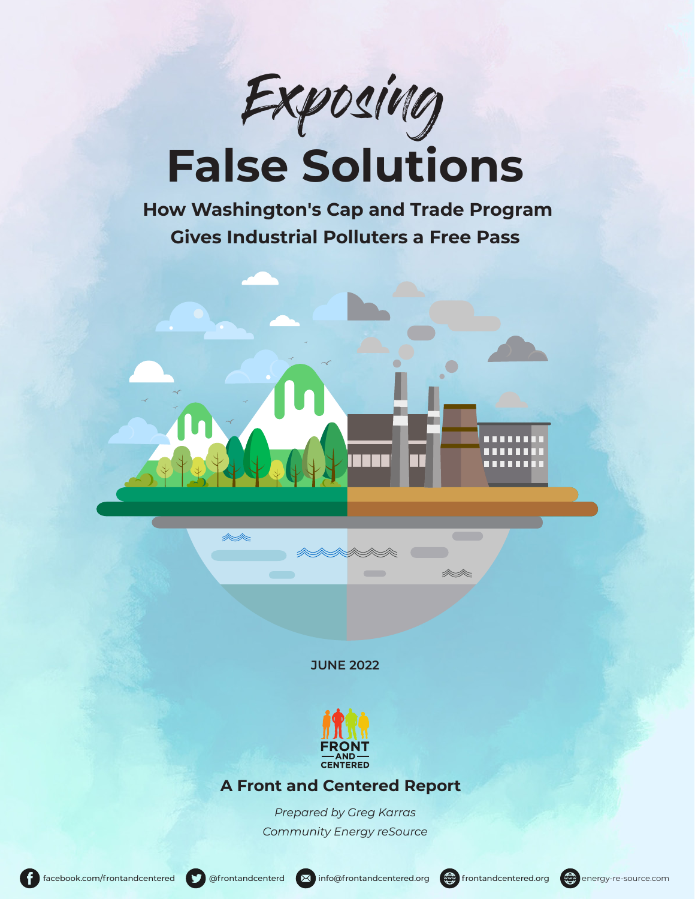# *Exposing* False Solutions

## How Washington's Cap and Trade Program Gives Industrial Polluters a Free Pass

JUNE 2022

FRONT AND CENTERED

**A Front and Centered Report**

*Prepared by Greg Karras*

*Community Energy reSource*

facebook.com/frontandcentered | @frontandcenterd | info@frontandcentered.org | frontandcentered.org | energy-re-source.com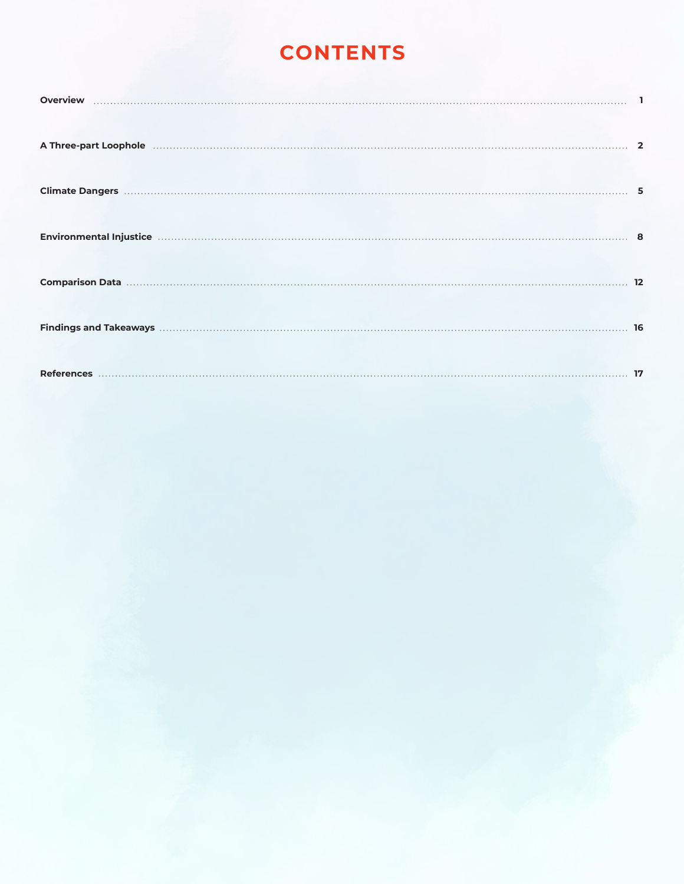# CONTENTS

| Section | Page |
| --- | --- |
| Overview | 1 |
| A Three-part Loophole | 2 |
| Climate Dangers | 5 |
| Environmental Injustice | 8 |
| Comparison Data | 12 |
| Findings and Takeaways | 16 |
| References | 17 |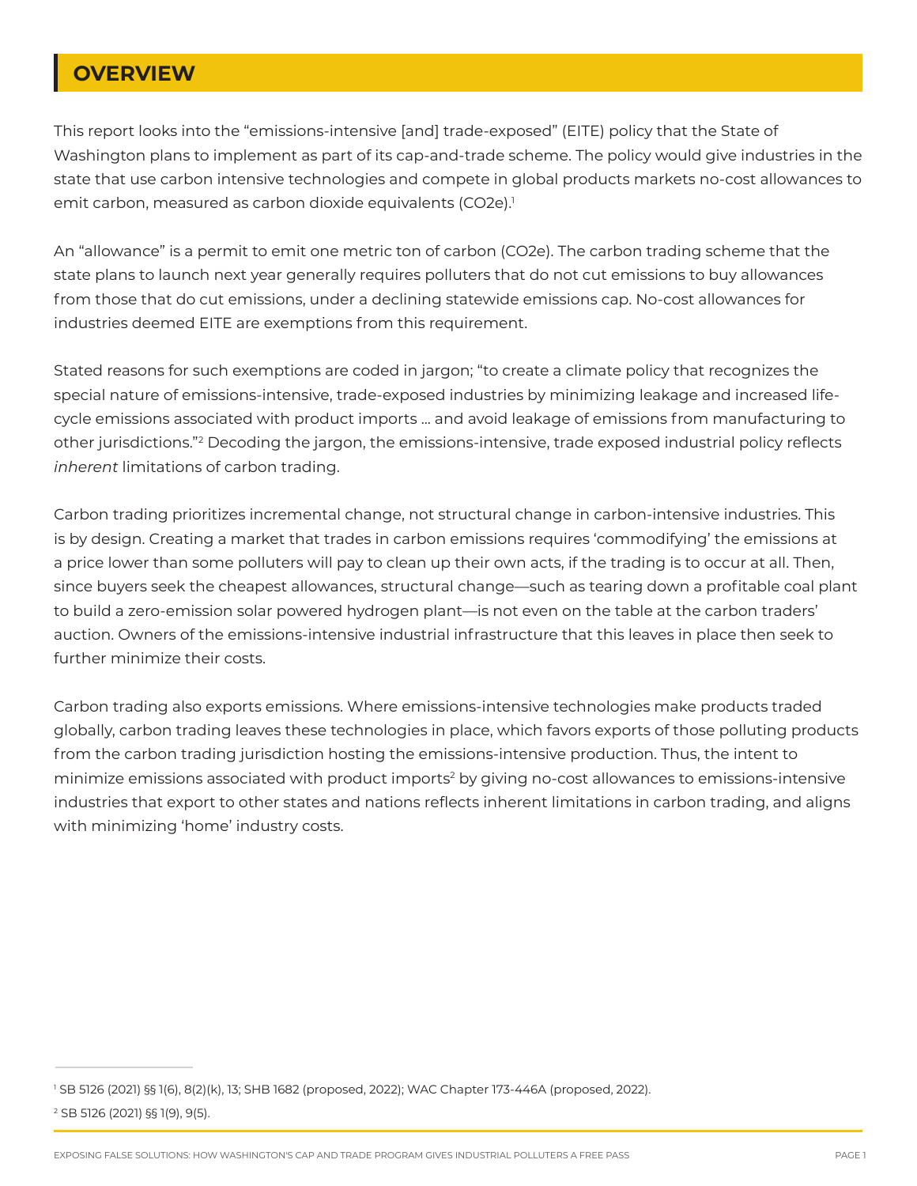## OVERVIEW

This report looks into the "emissions-intensive [and] trade-exposed" (EITE) policy that the State of Washington plans to implement as part of its cap-and-trade scheme. The policy would give industries in the state that use carbon intensive technologies and compete in global products markets no-cost allowances to emit carbon, measured as carbon dioxide equivalents (CO2e).[1]

An "allowance" is a permit to emit one metric ton of carbon (CO2e). The carbon trading scheme that the state plans to launch next year generally requires polluters that do not cut emissions to buy allowances from those that do cut emissions, under a declining statewide emissions cap. No-cost allowances for industries deemed EITE are exemptions from this requirement.

Stated reasons for such exemptions are coded in jargon; "to create a climate policy that recognizes the special nature of emissions-intensive, trade-exposed industries by minimizing leakage and increased life-cycle emissions associated with product imports … and avoid leakage of emissions from manufacturing to other jurisdictions."[2] Decoding the jargon, the emissions-intensive, trade exposed industrial policy reflects *inherent* limitations of carbon trading.

Carbon trading prioritizes incremental change, not structural change in carbon-intensive industries. This is by design. Creating a market that trades in carbon emissions requires 'commodifying' the emissions at a price lower than some polluters will pay to clean up their own acts, if the trading is to occur at all. Then, since buyers seek the cheapest allowances, structural change—such as tearing down a profitable coal plant to build a zero-emission solar powered hydrogen plant—is not even on the table at the carbon traders' auction. Owners of the emissions-intensive industrial infrastructure that this leaves in place then seek to further minimize their costs.

Carbon trading also exports emissions. Where emissions-intensive technologies make products traded globally, carbon trading leaves these technologies in place, which favors exports of those polluting products from the carbon trading jurisdiction hosting the emissions-intensive production. Thus, the intent to minimize emissions associated with product imports[2] by giving no-cost allowances to emissions-intensive industries that export to other states and nations reflects inherent limitations in carbon trading, and aligns with minimizing 'home' industry costs.

---

[1] SB 5126 (2021) §§ 1(6), 8(2)(k), 13; SHB 1682 (proposed, 2022); WAC Chapter 173-446A (proposed, 2022).

[2] SB 5126 (2021) §§ 1(9), 9(5).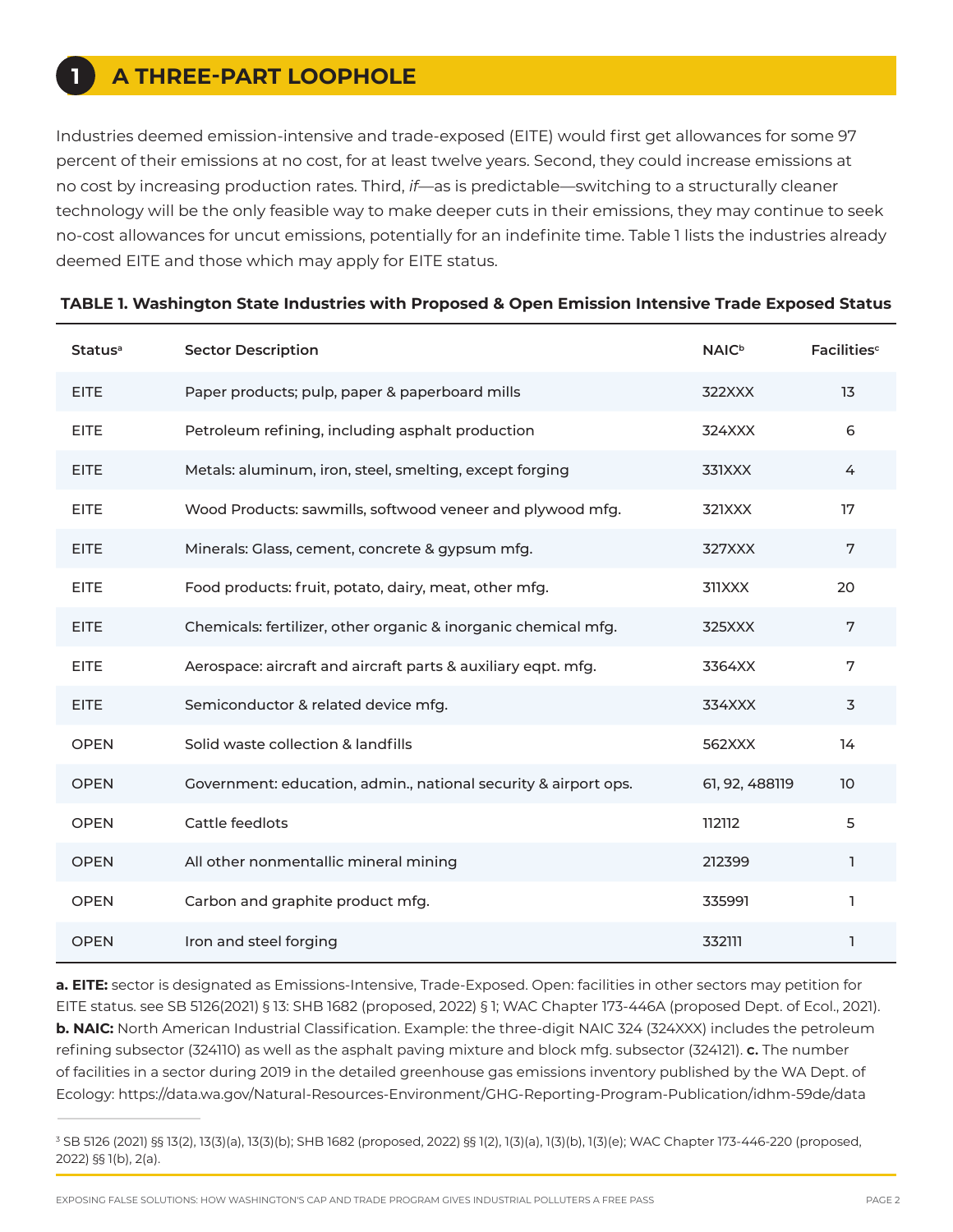## 1 A THREE-PART LOOPHOLE

Industries deemed emission-intensive and trade-exposed (EITE) would first get allowances for some 97 percent of their emissions at no cost, for at least twelve years. Second, they could increase emissions at no cost by increasing production rates. Third, *if*—as is predictable—switching to a structurally cleaner technology will be the only feasible way to make deeper cuts in their emissions, they may continue to seek no-cost allowances for uncut emissions, potentially for an indefinite time. Table 1 lists the industries already deemed EITE and those which may apply for EITE status.

**TABLE 1. Washington State Industries with Proposed & Open Emission Intensive Trade Exposed Status**

| Status[a] | Sector Description | NAIC[b] | Facilities[c] |
|---|---|---|---|
| EITE | Paper products; pulp, paper & paperboard mills | 322XXX | 13 |
| EITE | Petroleum refining, including asphalt production | 324XXX | 6 |
| EITE | Metals: aluminum, iron, steel, smelting, except forging | 331XXX | 4 |
| EITE | Wood Products: sawmills, softwood veneer and plywood mfg. | 321XXX | 17 |
| EITE | Minerals: Glass, cement, concrete & gypsum mfg. | 327XXX | 7 |
| EITE | Food products: fruit, potato, dairy, meat, other mfg. | 311XXX | 20 |
| EITE | Chemicals: fertilizer, other organic & inorganic chemical mfg. | 325XXX | 7 |
| EITE | Aerospace: aircraft and aircraft parts & auxiliary eqpt. mfg. | 3364XX | 7 |
| EITE | Semiconductor & related device mfg. | 334XXX | 3 |
| OPEN | Solid waste collection & landfills | 562XXX | 14 |
| OPEN | Government: education, admin., national security & airport ops. | 61, 92, 488119 | 10 |
| OPEN | Cattle feedlots | 112112 | 5 |
| OPEN | All other nonmentallic mineral mining | 212399 | 1 |
| OPEN | Carbon and graphite product mfg. | 335991 | 1 |
| OPEN | Iron and steel forging | 332111 | 1 |

**a. EITE:** sector is designated as Emissions-Intensive, Trade-Exposed. Open: facilities in other sectors may petition for EITE status. see SB 5126(2021) § 13: SHB 1682 (proposed, 2022) § 1; WAC Chapter 173-446A (proposed Dept. of Ecol., 2021). **b. NAIC:** North American Industrial Classification. Example: the three-digit NAIC 324 (324XXX) includes the petroleum refining subsector (324110) as well as the asphalt paving mixture and block mfg. subsector (324121). **c.** The number of facilities in a sector during 2019 in the detailed greenhouse gas emissions inventory published by the WA Dept. of Ecology: https://data.wa.gov/Natural-Resources-Environment/GHG-Reporting-Program-Publication/idhm-59de/data

---

[3] SB 5126 (2021) §§ 13(2), 13(3)(a), 13(3)(b); SHB 1682 (proposed, 2022) §§ 1(2), 1(3)(a), 1(3)(b), 1(3)(e); WAC Chapter 173-446-220 (proposed, 2022) §§ 1(b), 2(a).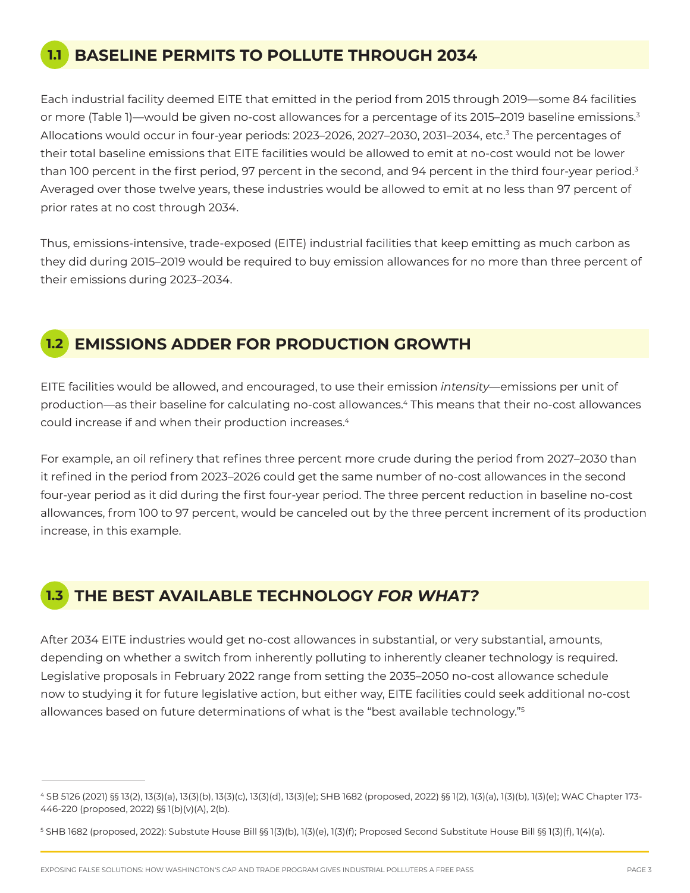## 1.1 BASELINE PERMITS TO POLLUTE THROUGH 2034

Each industrial facility deemed EITE that emitted in the period from 2015 through 2019—some 84 facilities or more (Table 1)—would be given no-cost allowances for a percentage of its 2015–2019 baseline emissions.[3] Allocations would occur in four-year periods: 2023–2026, 2027–2030, 2031–2034, etc.[3] The percentages of their total baseline emissions that EITE facilities would be allowed to emit at no-cost would not be lower than 100 percent in the first period, 97 percent in the second, and 94 percent in the third four-year period.[3] Averaged over those twelve years, these industries would be allowed to emit at no less than 97 percent of prior rates at no cost through 2034.

Thus, emissions-intensive, trade-exposed (EITE) industrial facilities that keep emitting as much carbon as they did during 2015–2019 would be required to buy emission allowances for no more than three percent of their emissions during 2023–2034.

## 1.2 EMISSIONS ADDER FOR PRODUCTION GROWTH

EITE facilities would be allowed, and encouraged, to use their emission *intensity*—emissions per unit of production—as their baseline for calculating no-cost allowances.[4] This means that their no-cost allowances could increase if and when their production increases.[4]

For example, an oil refinery that refines three percent more crude during the period from 2027–2030 than it refined in the period from 2023–2026 could get the same number of no-cost allowances in the second four-year period as it did during the first four-year period. The three percent reduction in baseline no-cost allowances, from 100 to 97 percent, would be canceled out by the three percent increment of its production increase, in this example.

## 1.3 THE BEST AVAILABLE TECHNOLOGY *FOR WHAT?*

After 2034 EITE industries would get no-cost allowances in substantial, or very substantial, amounts, depending on whether a switch from inherently polluting to inherently cleaner technology is required. Legislative proposals in February 2022 range from setting the 2035–2050 no-cost allowance schedule now to studying it for future legislative action, but either way, EITE facilities could seek additional no-cost allowances based on future determinations of what is the "best available technology."[5]

---

[4] SB 5126 (2021) §§ 13(2), 13(3)(a), 13(3)(b), 13(3)(c), 13(3)(d), 13(3)(e); SHB 1682 (proposed, 2022) §§ 1(2), 1(3)(a), 1(3)(b), 1(3)(e); WAC Chapter 173-446-220 (proposed, 2022) §§ 1(b)(v)(A), 2(b).

[5] SHB 1682 (proposed, 2022): Substute House Bill §§ 1(3)(b), 1(3)(e), 1(3)(f); Proposed Second Substitute House Bill §§ 1(3)(f), 1(4)(a).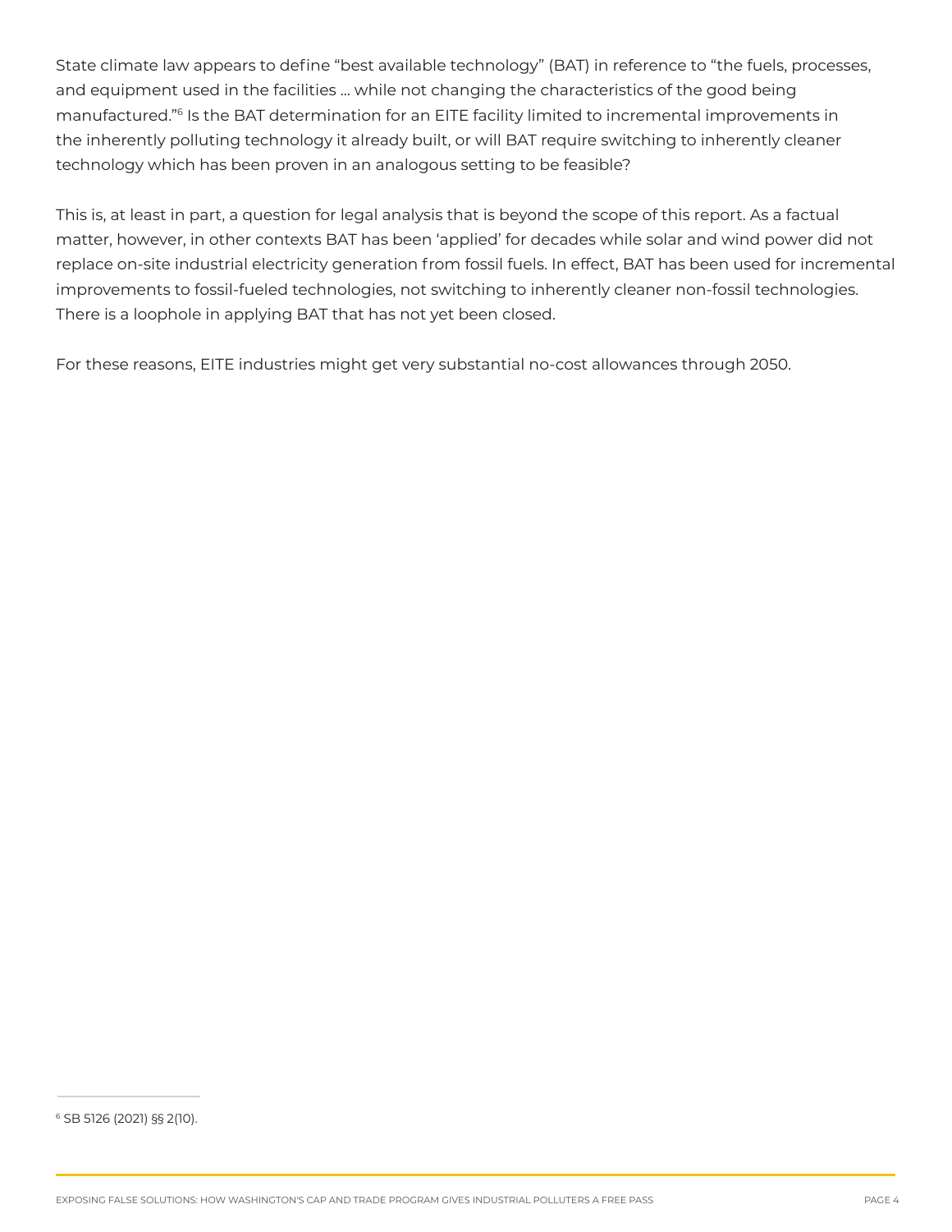State climate law appears to define "best available technology" (BAT) in reference to "the fuels, processes, and equipment used in the facilities … while not changing the characteristics of the good being manufactured."[6] Is the BAT determination for an EITE facility limited to incremental improvements in the inherently polluting technology it already built, or will BAT require switching to inherently cleaner technology which has been proven in an analogous setting to be feasible?

This is, at least in part, a question for legal analysis that is beyond the scope of this report. As a factual matter, however, in other contexts BAT has been 'applied' for decades while solar and wind power did not replace on-site industrial electricity generation from fossil fuels. In effect, BAT has been used for incremental improvements to fossil-fueled technologies, not switching to inherently cleaner non-fossil technologies. There is a loophole in applying BAT that has not yet been closed.

For these reasons, EITE industries might get very substantial no-cost allowances through 2050.

[6] SB 5126 (2021) §§ 2(10).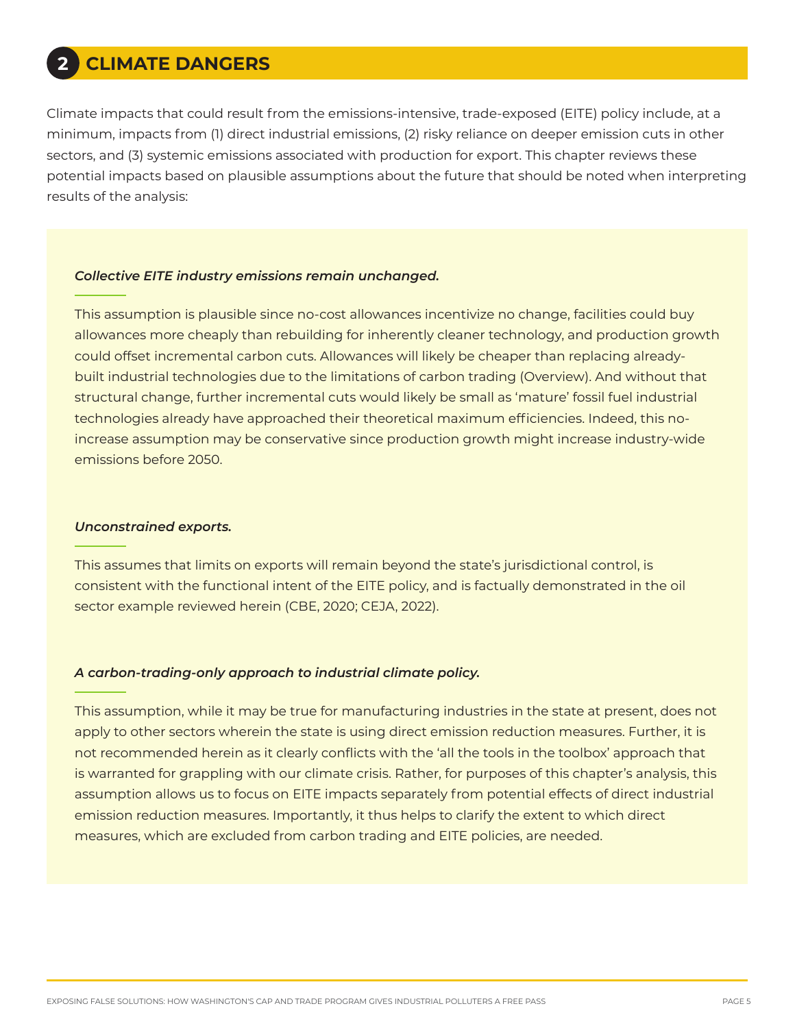## 2 CLIMATE DANGERS

Climate impacts that could result from the emissions-intensive, trade-exposed (EITE) policy include, at a minimum, impacts from (1) direct industrial emissions, (2) risky reliance on deeper emission cuts in other sectors, and (3) systemic emissions associated with production for export. This chapter reviews these potential impacts based on plausible assumptions about the future that should be noted when interpreting results of the analysis:

***Collective EITE industry emissions remain unchanged.***

This assumption is plausible since no-cost allowances incentivize no change, facilities could buy allowances more cheaply than rebuilding for inherently cleaner technology, and production growth could offset incremental carbon cuts. Allowances will likely be cheaper than replacing already-built industrial technologies due to the limitations of carbon trading (Overview). And without that structural change, further incremental cuts would likely be small as 'mature' fossil fuel industrial technologies already have approached their theoretical maximum efficiencies. Indeed, this no-increase assumption may be conservative since production growth might increase industry-wide emissions before 2050.

***Unconstrained exports.***

This assumes that limits on exports will remain beyond the state's jurisdictional control, is consistent with the functional intent of the EITE policy, and is factually demonstrated in the oil sector example reviewed herein (CBE, 2020; CEJA, 2022).

***A carbon-trading-only approach to industrial climate policy.***

This assumption, while it may be true for manufacturing industries in the state at present, does not apply to other sectors wherein the state is using direct emission reduction measures. Further, it is not recommended herein as it clearly conflicts with the 'all the tools in the toolbox' approach that is warranted for grappling with our climate crisis. Rather, for purposes of this chapter's analysis, this assumption allows us to focus on EITE impacts separately from potential effects of direct industrial emission reduction measures. Importantly, it thus helps to clarify the extent to which direct measures, which are excluded from carbon trading and EITE policies, are needed.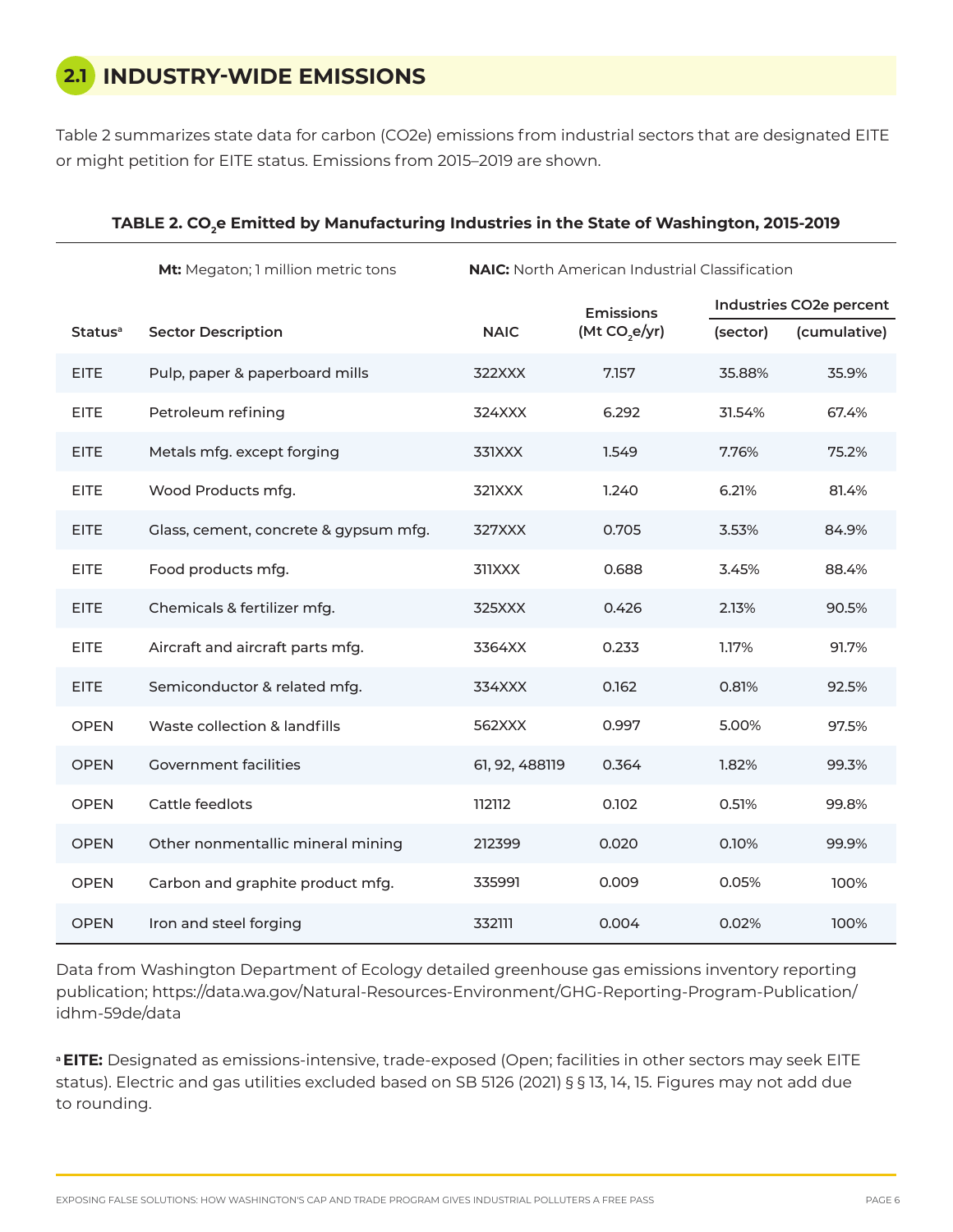## 2.1 INDUSTRY-WIDE EMISSIONS

Table 2 summarizes state data for carbon (CO2e) emissions from industrial sectors that are designated EITE or might petition for EITE status. Emissions from 2015–2019 are shown.

**TABLE 2. $CO_2$e Emitted by Manufacturing Industries in the State of Washington, 2015-2019**

**Mt:** Megaton; 1 million metric tons **NAIC:** North American Industrial Classification

| Status[a] | Sector Description | NAIC | Emissions (Mt $CO_2$e/yr) | Industries CO2e percent | |
|---|---|---|---|---|---|
| | | | | (sector) | (cumulative) |
| EITE | Pulp, paper & paperboard mills | 322XXX | 7.157 | 35.88% | 35.9% |
| EITE | Petroleum refining | 324XXX | 6.292 | 31.54% | 67.4% |
| EITE | Metals mfg. except forging | 331XXX | 1.549 | 7.76% | 75.2% |
| EITE | Wood Products mfg. | 321XXX | 1.240 | 6.21% | 81.4% |
| EITE | Glass, cement, concrete & gypsum mfg. | 327XXX | 0.705 | 3.53% | 84.9% |
| EITE | Food products mfg. | 311XXX | 0.688 | 3.45% | 88.4% |
| EITE | Chemicals & fertilizer mfg. | 325XXX | 0.426 | 2.13% | 90.5% |
| EITE | Aircraft and aircraft parts mfg. | 3364XX | 0.233 | 1.17% | 91.7% |
| EITE | Semiconductor & related mfg. | 334XXX | 0.162 | 0.81% | 92.5% |
| OPEN | Waste collection & landfills | 562XXX | 0.997 | 5.00% | 97.5% |
| OPEN | Government facilities | 61, 92, 488119 | 0.364 | 1.82% | 99.3% |
| OPEN | Cattle feedlots | 112112 | 0.102 | 0.51% | 99.8% |
| OPEN | Other nonmentallic mineral mining | 212399 | 0.020 | 0.10% | 99.9% |
| OPEN | Carbon and graphite product mfg. | 335991 | 0.009 | 0.05% | 100% |
| OPEN | Iron and steel forging | 332111 | 0.004 | 0.02% | 100% |

Data from Washington Department of Ecology detailed greenhouse gas emissions inventory reporting publication; https://data.wa.gov/Natural-Resources-Environment/GHG-Reporting-Program-Publication/idhm-59de/data

[a] **EITE:** Designated as emissions-intensive, trade-exposed (Open; facilities in other sectors may seek EITE status). Electric and gas utilities excluded based on SB 5126 (2021) § § 13, 14, 15. Figures may not add due to rounding.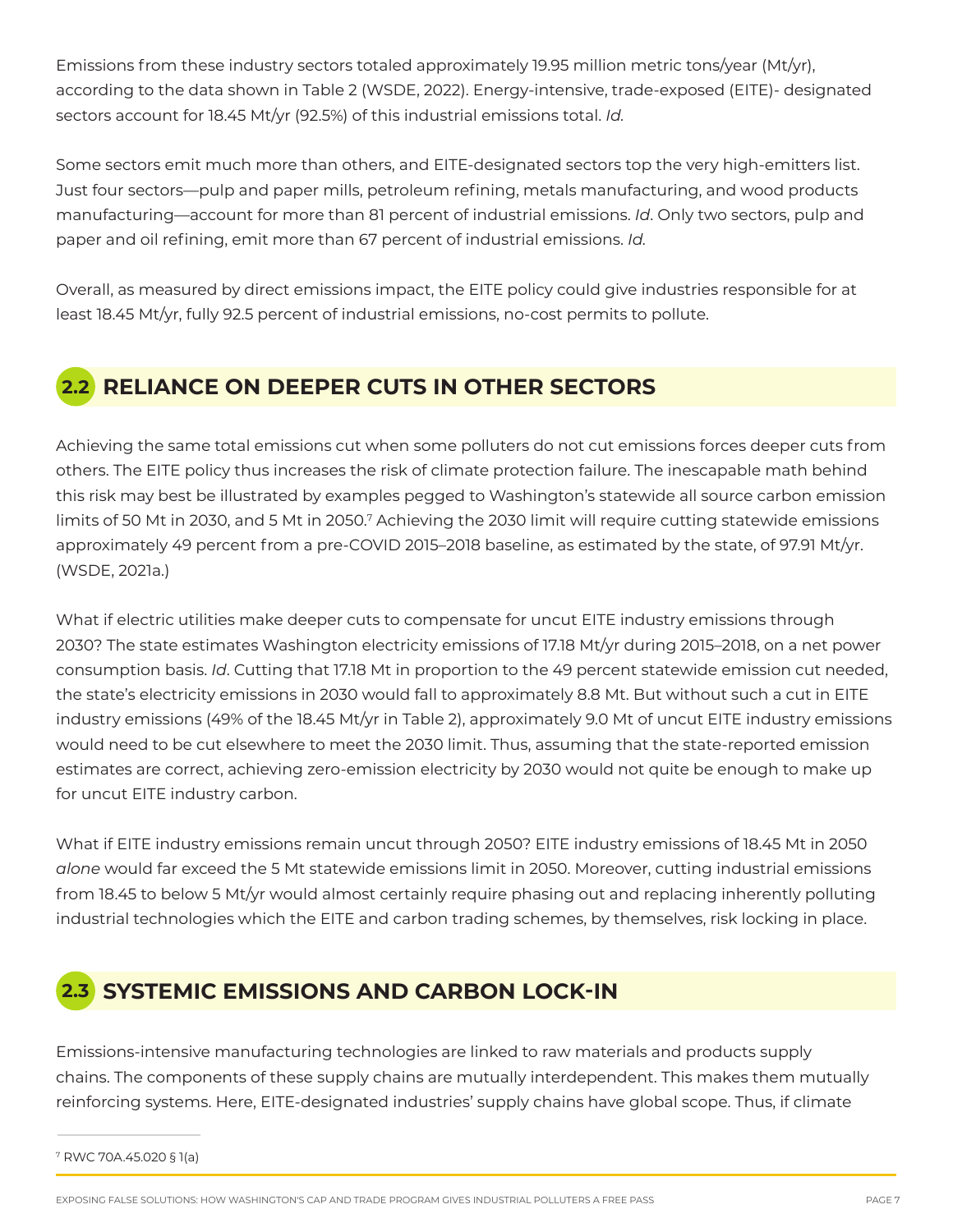Emissions from these industry sectors totaled approximately 19.95 million metric tons/year (Mt/yr), according to the data shown in Table 2 (WSDE, 2022). Energy-intensive, trade-exposed (EITE)- designated sectors account for 18.45 Mt/yr (92.5%) of this industrial emissions total. *Id*.

Some sectors emit much more than others, and EITE-designated sectors top the very high-emitters list. Just four sectors—pulp and paper mills, petroleum refining, metals manufacturing, and wood products manufacturing—account for more than 81 percent of industrial emissions. *Id*. Only two sectors, pulp and paper and oil refining, emit more than 67 percent of industrial emissions. *Id*.

Overall, as measured by direct emissions impact, the EITE policy could give industries responsible for at least 18.45 Mt/yr, fully 92.5 percent of industrial emissions, no-cost permits to pollute.

## 2.2 RELIANCE ON DEEPER CUTS IN OTHER SECTORS

Achieving the same total emissions cut when some polluters do not cut emissions forces deeper cuts from others. The EITE policy thus increases the risk of climate protection failure. The inescapable math behind this risk may best be illustrated by examples pegged to Washington's statewide all source carbon emission limits of 50 Mt in 2030, and 5 Mt in 2050.[7] Achieving the 2030 limit will require cutting statewide emissions approximately 49 percent from a pre-COVID 2015–2018 baseline, as estimated by the state, of 97.91 Mt/yr. (WSDE, 2021a.)

What if electric utilities make deeper cuts to compensate for uncut EITE industry emissions through 2030? The state estimates Washington electricity emissions of 17.18 Mt/yr during 2015–2018, on a net power consumption basis. *Id*. Cutting that 17.18 Mt in proportion to the 49 percent statewide emission cut needed, the state's electricity emissions in 2030 would fall to approximately 8.8 Mt. But without such a cut in EITE industry emissions (49% of the 18.45 Mt/yr in Table 2), approximately 9.0 Mt of uncut EITE industry emissions would need to be cut elsewhere to meet the 2030 limit. Thus, assuming that the state-reported emission estimates are correct, achieving zero-emission electricity by 2030 would not quite be enough to make up for uncut EITE industry carbon.

What if EITE industry emissions remain uncut through 2050? EITE industry emissions of 18.45 Mt in 2050 *alone* would far exceed the 5 Mt statewide emissions limit in 2050. Moreover, cutting industrial emissions from 18.45 to below 5 Mt/yr would almost certainly require phasing out and replacing inherently polluting industrial technologies which the EITE and carbon trading schemes, by themselves, risk locking in place.

## 2.3 SYSTEMIC EMISSIONS AND CARBON LOCK-IN

Emissions-intensive manufacturing technologies are linked to raw materials and products supply chains. The components of these supply chains are mutually interdependent. This makes them mutually reinforcing systems. Here, EITE-designated industries' supply chains have global scope. Thus, if climate

[7] RWC 70A.45.020 § 1(a)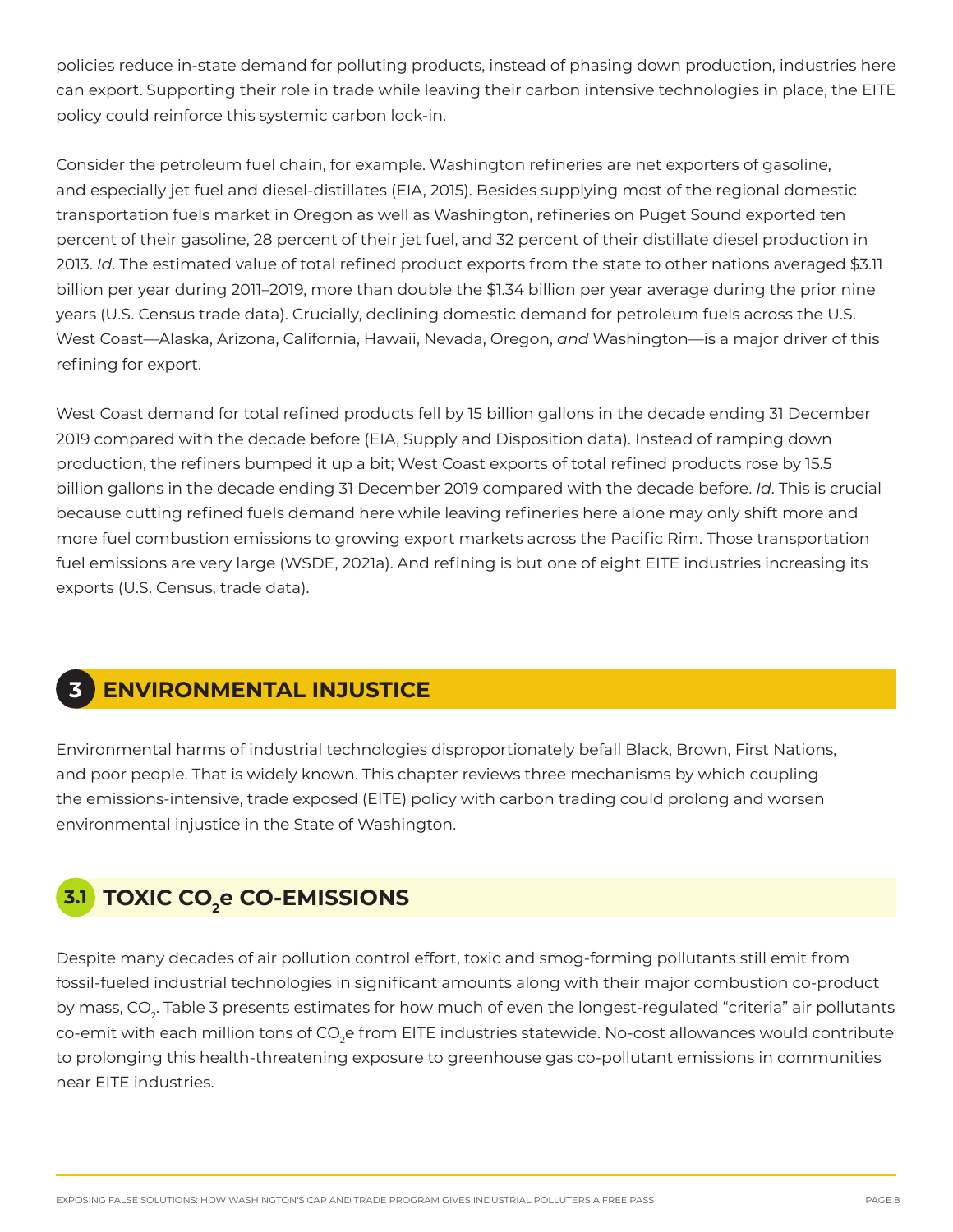policies reduce in-state demand for polluting products, instead of phasing down production, industries here can export. Supporting their role in trade while leaving their carbon intensive technologies in place, the EITE policy could reinforce this systemic carbon lock-in.

Consider the petroleum fuel chain, for example. Washington refineries are net exporters of gasoline, and especially jet fuel and diesel-distillates (EIA, 2015). Besides supplying most of the regional domestic transportation fuels market in Oregon as well as Washington, refineries on Puget Sound exported ten percent of their gasoline, 28 percent of their jet fuel, and 32 percent of their distillate diesel production in 2013. *Id*. The estimated value of total refined product exports from the state to other nations averaged $3.11 billion per year during 2011–2019, more than double the $1.34 billion per year average during the prior nine years (U.S. Census trade data). Crucially, declining domestic demand for petroleum fuels across the U.S. West Coast—Alaska, Arizona, California, Hawaii, Nevada, Oregon, *and* Washington—is a major driver of this refining for export.

West Coast demand for total refined products fell by 15 billion gallons in the decade ending 31 December 2019 compared with the decade before (EIA, Supply and Disposition data). Instead of ramping down production, the refiners bumped it up a bit; West Coast exports of total refined products rose by 15.5 billion gallons in the decade ending 31 December 2019 compared with the decade before. *Id*. This is crucial because cutting refined fuels demand here while leaving refineries here alone may only shift more and more fuel combustion emissions to growing export markets across the Pacific Rim. Those transportation fuel emissions are very large (WSDE, 2021a). And refining is but one of eight EITE industries increasing its exports (U.S. Census, trade data).

# 3 ENVIRONMENTAL INJUSTICE

Environmental harms of industrial technologies disproportionately befall Black, Brown, First Nations, and poor people. That is widely known. This chapter reviews three mechanisms by which coupling the emissions-intensive, trade exposed (EITE) policy with carbon trading could prolong and worsen environmental injustice in the State of Washington.

## 3.1 TOXIC $CO_2e$ CO-EMISSIONS

Despite many decades of air pollution control effort, toxic and smog-forming pollutants still emit from fossil-fueled industrial technologies in significant amounts along with their major combustion co-product by mass, $CO_2$. Table 3 presents estimates for how much of even the longest-regulated "criteria" air pollutants co-emit with each million tons of $CO_2e$ from EITE industries statewide. No-cost allowances would contribute to prolonging this health-threatening exposure to greenhouse gas co-pollutant emissions in communities near EITE industries.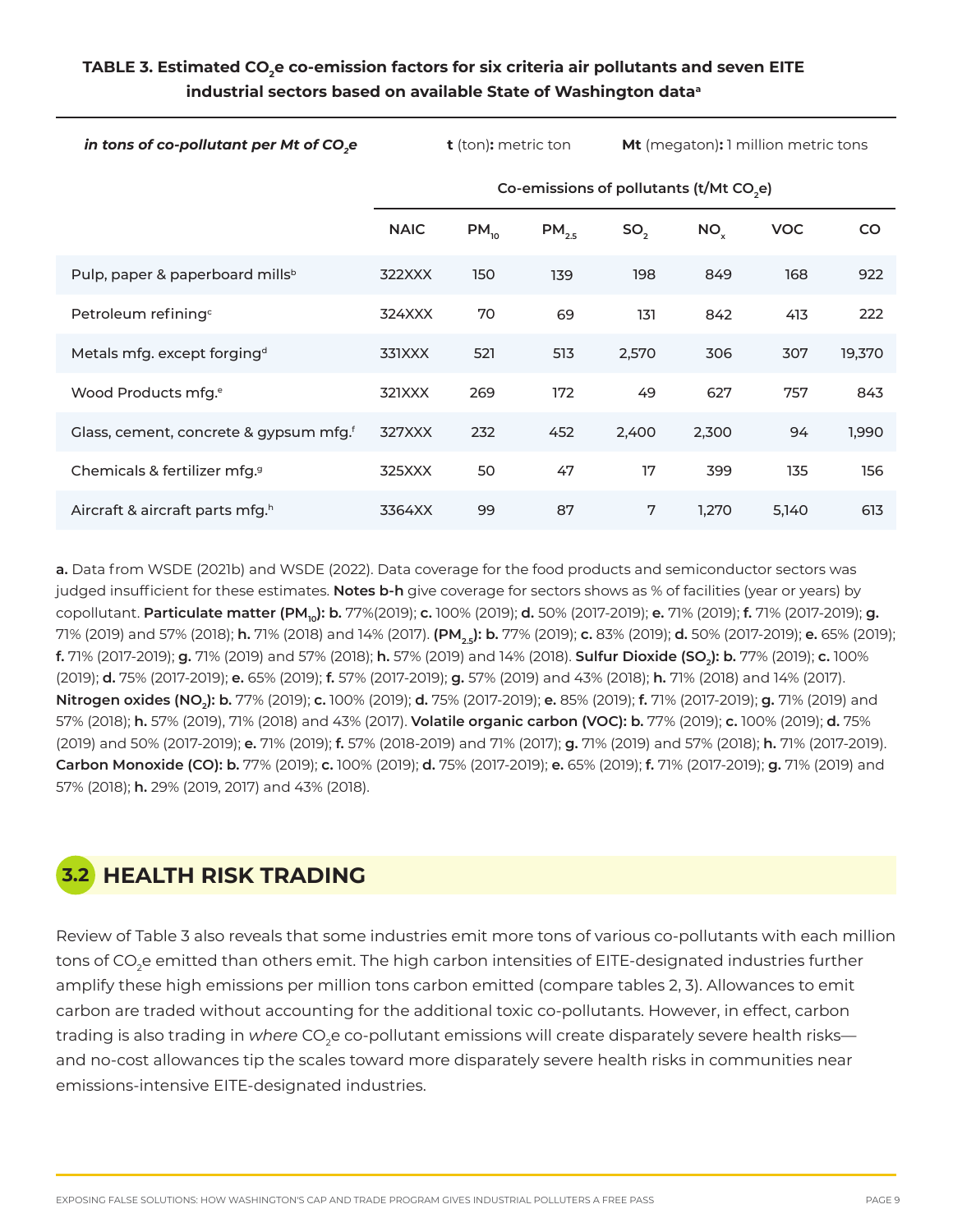**TABLE 3. Estimated $CO_2e$ co-emission factors for six criteria air pollutants and seven EITE industrial sectors based on available State of Washington data[a]**

| *in tons of co-pollutant per Mt of $CO_2e$* | | **t** (ton)**:** metric ton | | | **Mt** (megaton)**:** 1 million metric tons | | |
|---|---|---|---|---|---|---|---|
| | Co-emissions of pollutants (t/Mt $CO_2e$) | | | | | | |
| | **NAIC** | **$PM_{10}$** | **$PM_{2.5}$** | **$SO_2$** | **$NO_x$** | **VOC** | **CO** |
| Pulp, paper & paperboard mills[b] | 322XXX | 150 | 139 | 198 | 849 | 168 | 922 |
| Petroleum refining[c] | 324XXX | 70 | 69 | 131 | 842 | 413 | 222 |
| Metals mfg. except forging[d] | 331XXX | 521 | 513 | 2,570 | 306 | 307 | 19,370 |
| Wood Products mfg.[e] | 321XXX | 269 | 172 | 49 | 627 | 757 | 843 |
| Glass, cement, concrete & gypsum mfg.[f] | 327XXX | 232 | 452 | 2,400 | 2,300 | 94 | 1,990 |
| Chemicals & fertilizer mfg.[g] | 325XXX | 50 | 47 | 17 | 399 | 135 | 156 |
| Aircraft & aircraft parts mfg.[h] | 3364XX | 99 | 87 | 7 | 1,270 | 5,140 | 613 |

**a.** Data from WSDE (2021b) and WSDE (2022). Data coverage for the food products and semiconductor sectors was judged insufficient for these estimates. **Notes b-h** give coverage for sectors shows as % of facilities (year or years) by copollutant. **Particulate matter ($PM_{10}$): b.** 77%(2019); **c.** 100% (2019); **d.** 50% (2017-2019); **e.** 71% (2019); **f.** 71% (2017-2019); **g.** 71% (2019) and 57% (2018); **h.** 71% (2018) and 14% (2017). **($PM_{2.5}$): b.** 77% (2019); **c.** 83% (2019); **d.** 50% (2017-2019); **e.** 65% (2019); **f.** 71% (2017-2019); **g.** 71% (2019) and 57% (2018); **h.** 57% (2019) and 14% (2018). **Sulfur Dioxide ($SO_2$): b.** 77% (2019); **c.** 100% (2019); **d.** 75% (2017-2019); **e.** 65% (2019); **f.** 57% (2017-2019); **g.** 57% (2019) and 43% (2018); **h.** 71% (2018) and 14% (2017). **Nitrogen oxides ($NO_2$): b.** 77% (2019); **c.** 100% (2019); **d.** 75% (2017-2019); **e.** 85% (2019); **f.** 71% (2017-2019); **g.** 71% (2019) and 57% (2018); **h.** 57% (2019), 71% (2018) and 43% (2017). **Volatile organic carbon (VOC): b.** 77% (2019); **c.** 100% (2019); **d.** 75% (2019) and 50% (2017-2019); **e.** 71% (2019); **f.** 57% (2018-2019) and 71% (2017); **g.** 71% (2019) and 57% (2018); **h.** 71% (2017-2019). **Carbon Monoxide (CO): b.** 77% (2019); **c.** 100% (2019); **d.** 75% (2017-2019); **e.** 65% (2019); **f.** 71% (2017-2019); **g.** 71% (2019) and 57% (2018); **h.** 29% (2019, 2017) and 43% (2018).

## 3.2 HEALTH RISK TRADING

Review of Table 3 also reveals that some industries emit more tons of various co-pollutants with each million tons of $CO_2e$ emitted than others emit. The high carbon intensities of EITE-designated industries further amplify these high emissions per million tons carbon emitted (compare tables 2, 3). Allowances to emit carbon are traded without accounting for the additional toxic co-pollutants. However, in effect, carbon trading is also trading in *where* $CO_2e$ co-pollutant emissions will create disparately severe health risks—and no-cost allowances tip the scales toward more disparately severe health risks in communities near emissions-intensive EITE-designated industries.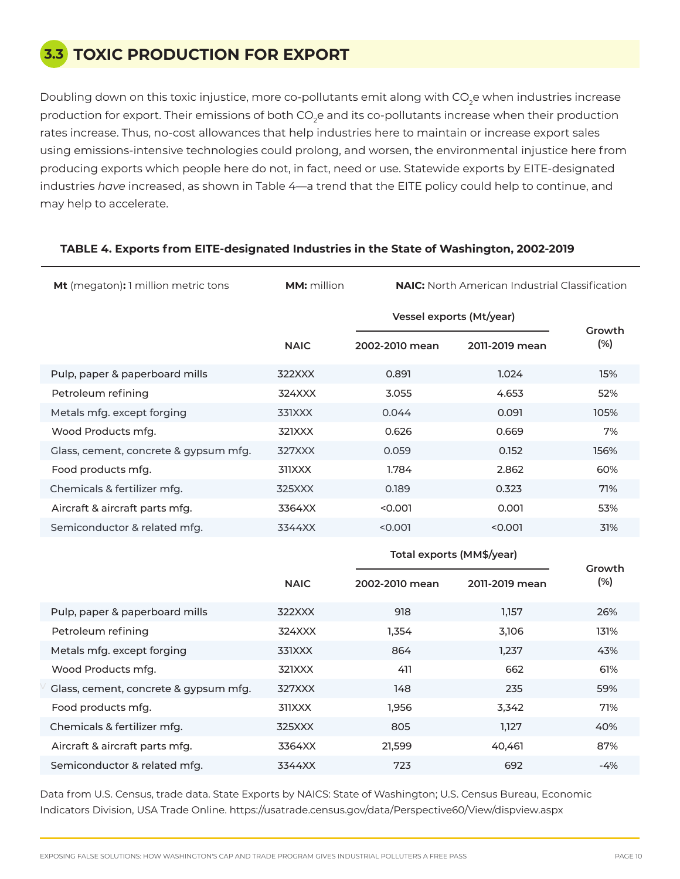## 3.3 TOXIC PRODUCTION FOR EXPORT

Doubling down on this toxic injustice, more co-pollutants emit along with $CO_2e$ when industries increase production for export. Their emissions of both $CO_2e$ and its co-pollutants increase when their production rates increase. Thus, no-cost allowances that help industries here to maintain or increase export sales using emissions-intensive technologies could prolong, and worsen, the environmental injustice here from producing exports which people here do not, in fact, need or use. Statewide exports by EITE-designated industries *have* increased, as shown in Table 4—a trend that the EITE policy could help to continue, and may help to accelerate.

**TABLE 4. Exports from EITE-designated Industries in the State of Washington, 2002-2019**

**Mt** (megaton)**:** 1 million metric tons **MM:** million **NAIC:** North American Industrial Classification

| | NAIC | Vessel exports (Mt/year) | | Growth (%) |
|---|---|---|---|---|
| | | 2002-2010 mean | 2011-2019 mean | |
| Pulp, paper & paperboard mills | 322XXX | 0.891 | 1.024 | 15% |
| Petroleum refining | 324XXX | 3.055 | 4.653 | 52% |
| Metals mfg. except forging | 331XXX | 0.044 | 0.091 | 105% |
| Wood Products mfg. | 321XXX | 0.626 | 0.669 | 7% |
| Glass, cement, concrete & gypsum mfg. | 327XXX | 0.059 | 0.152 | 156% |
| Food products mfg. | 311XXX | 1.784 | 2.862 | 60% |
| Chemicals & fertilizer mfg. | 325XXX | 0.189 | 0.323 | 71% |
| Aircraft & aircraft parts mfg. | 3364XX | <0.001 | 0.001 | 53% |
| Semiconductor & related mfg. | 3344XX | <0.001 | <0.001 | 31% |

| | NAIC | Total exports (MM$/year) | | Growth (%) |
|---|---|---|---|---|
| | | 2002-2010 mean | 2011-2019 mean | |
| Pulp, paper & paperboard mills | 322XXX | 918 | 1,157 | 26% |
| Petroleum refining | 324XXX | 1,354 | 3,106 | 131% |
| Metals mfg. except forging | 331XXX | 864 | 1,237 | 43% |
| Wood Products mfg. | 321XXX | 411 | 662 | 61% |
| Glass, cement, concrete & gypsum mfg. | 327XXX | 148 | 235 | 59% |
| Food products mfg. | 311XXX | 1,956 | 3,342 | 71% |
| Chemicals & fertilizer mfg. | 325XXX | 805 | 1,127 | 40% |
| Aircraft & aircraft parts mfg. | 3364XX | 21,599 | 40,461 | 87% |
| Semiconductor & related mfg. | 3344XX | 723 | 692 | -4% |

Data from U.S. Census, trade data. State Exports by NAICS: State of Washington; U.S. Census Bureau, Economic Indicators Division, USA Trade Online. https://usatrade.census.gov/data/Perspective60/View/dispview.aspx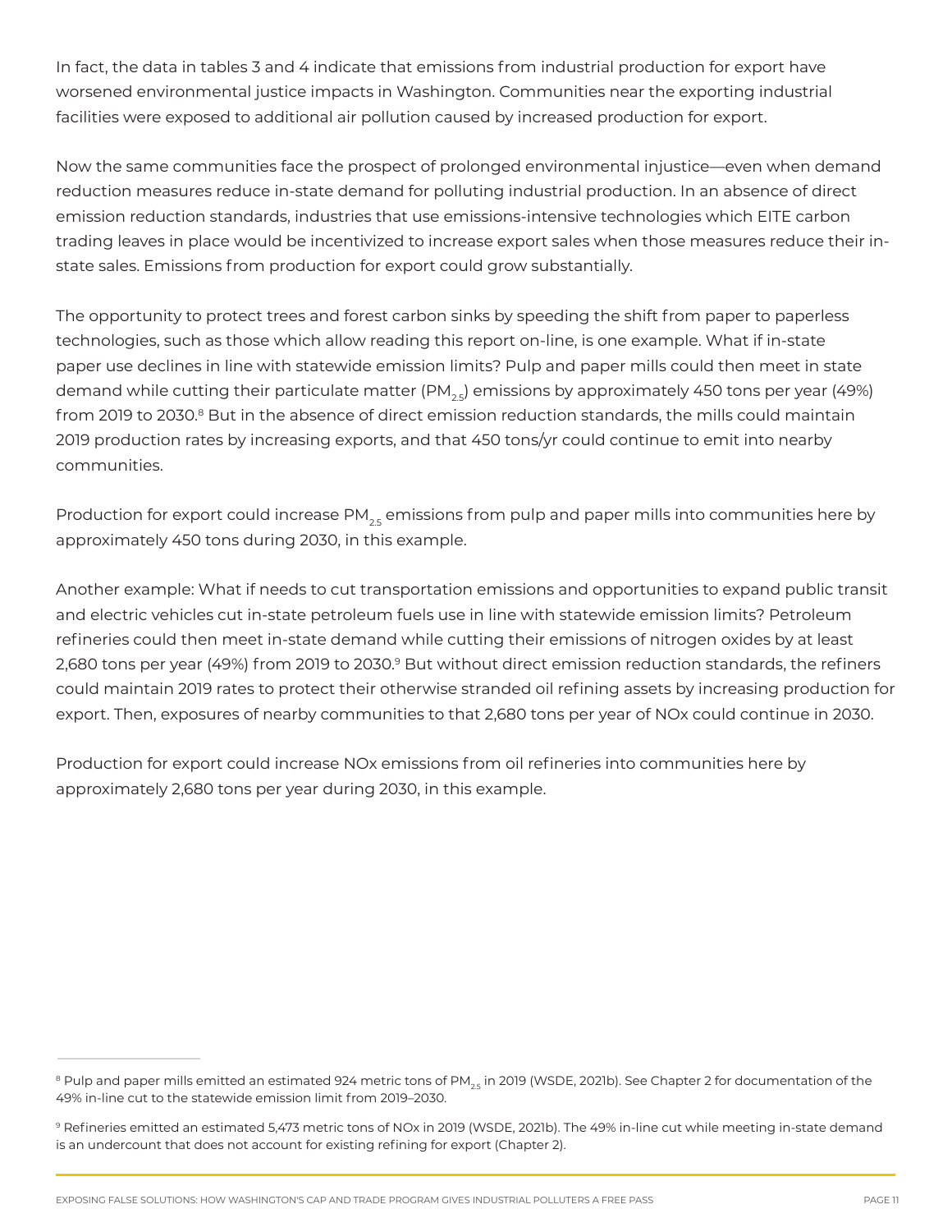In fact, the data in tables 3 and 4 indicate that emissions from industrial production for export have worsened environmental justice impacts in Washington. Communities near the exporting industrial facilities were exposed to additional air pollution caused by increased production for export.

Now the same communities face the prospect of prolonged environmental injustice—even when demand reduction measures reduce in-state demand for polluting industrial production. In an absence of direct emission reduction standards, industries that use emissions-intensive technologies which EITE carbon trading leaves in place would be incentivized to increase export sales when those measures reduce their in-state sales. Emissions from production for export could grow substantially.

The opportunity to protect trees and forest carbon sinks by speeding the shift from paper to paperless technologies, such as those which allow reading this report on-line, is one example. What if in-state paper use declines in line with statewide emission limits? Pulp and paper mills could then meet in state demand while cutting their particulate matter ($PM_{2.5}$) emissions by approximately 450 tons per year (49%) from 2019 to 2030.[8] But in the absence of direct emission reduction standards, the mills could maintain 2019 production rates by increasing exports, and that 450 tons/yr could continue to emit into nearby communities.

Production for export could increase $PM_{2.5}$ emissions from pulp and paper mills into communities here by approximately 450 tons during 2030, in this example.

Another example: What if needs to cut transportation emissions and opportunities to expand public transit and electric vehicles cut in-state petroleum fuels use in line with statewide emission limits? Petroleum refineries could then meet in-state demand while cutting their emissions of nitrogen oxides by at least 2,680 tons per year (49%) from 2019 to 2030.[9] But without direct emission reduction standards, the refiners could maintain 2019 rates to protect their otherwise stranded oil refining assets by increasing production for export. Then, exposures of nearby communities to that 2,680 tons per year of NOx could continue in 2030.

Production for export could increase NOx emissions from oil refineries into communities here by approximately 2,680 tons per year during 2030, in this example.

---

[8] Pulp and paper mills emitted an estimated 924 metric tons of $PM_{2.5}$ in 2019 (WSDE, 2021b). See Chapter 2 for documentation of the 49% in-line cut to the statewide emission limit from 2019–2030.

[9] Refineries emitted an estimated 5,473 metric tons of NOx in 2019 (WSDE, 2021b). The 49% in-line cut while meeting in-state demand is an undercount that does not account for existing refining for export (Chapter 2).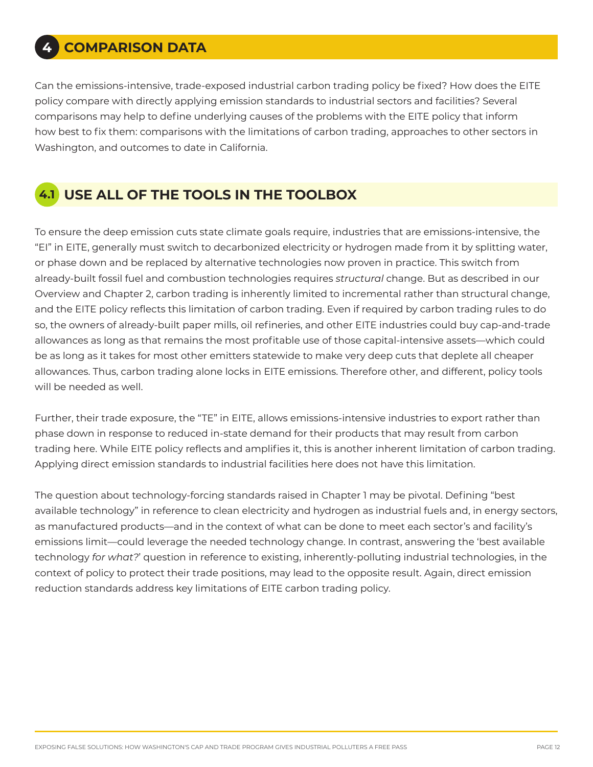# 4 COMPARISON DATA

Can the emissions-intensive, trade-exposed industrial carbon trading policy be fixed? How does the EITE policy compare with directly applying emission standards to industrial sectors and facilities? Several comparisons may help to define underlying causes of the problems with the EITE policy that inform how best to fix them: comparisons with the limitations of carbon trading, approaches to other sectors in Washington, and outcomes to date in California.

## 4.1 USE ALL OF THE TOOLS IN THE TOOLBOX

To ensure the deep emission cuts state climate goals require, industries that are emissions-intensive, the "EI" in EITE, generally must switch to decarbonized electricity or hydrogen made from it by splitting water, or phase down and be replaced by alternative technologies now proven in practice. This switch from already-built fossil fuel and combustion technologies requires *structural* change. But as described in our Overview and Chapter 2, carbon trading is inherently limited to incremental rather than structural change, and the EITE policy reflects this limitation of carbon trading. Even if required by carbon trading rules to do so, the owners of already-built paper mills, oil refineries, and other EITE industries could buy cap-and-trade allowances as long as that remains the most profitable use of those capital-intensive assets—which could be as long as it takes for most other emitters statewide to make very deep cuts that deplete all cheaper allowances. Thus, carbon trading alone locks in EITE emissions. Therefore other, and different, policy tools will be needed as well.

Further, their trade exposure, the "TE" in EITE, allows emissions-intensive industries to export rather than phase down in response to reduced in-state demand for their products that may result from carbon trading here. While EITE policy reflects and amplifies it, this is another inherent limitation of carbon trading. Applying direct emission standards to industrial facilities here does not have this limitation.

The question about technology-forcing standards raised in Chapter 1 may be pivotal. Defining "best available technology" in reference to clean electricity and hydrogen as industrial fuels and, in energy sectors, as manufactured products—and in the context of what can be done to meet each sector's and facility's emissions limit—could leverage the needed technology change. In contrast, answering the 'best available technology *for what?*' question in reference to existing, inherently-polluting industrial technologies, in the context of policy to protect their trade positions, may lead to the opposite result. Again, direct emission reduction standards address key limitations of EITE carbon trading policy.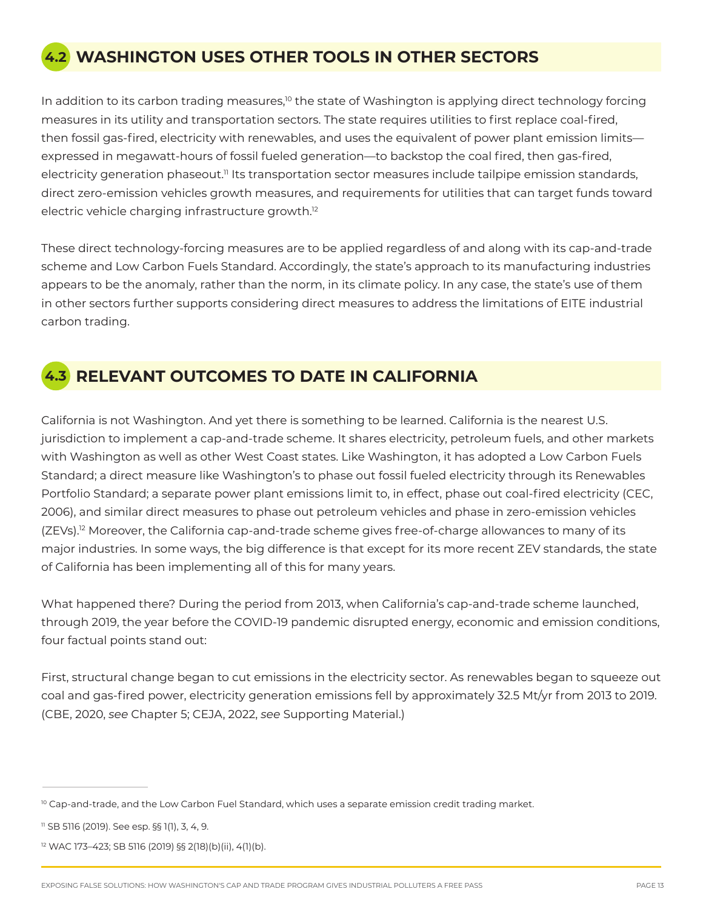## 4.2 WASHINGTON USES OTHER TOOLS IN OTHER SECTORS

In addition to its carbon trading measures,[10] the state of Washington is applying direct technology forcing measures in its utility and transportation sectors. The state requires utilities to first replace coal-fired, then fossil gas-fired, electricity with renewables, and uses the equivalent of power plant emission limits—expressed in megawatt-hours of fossil fueled generation—to backstop the coal fired, then gas-fired, electricity generation phaseout.[11] Its transportation sector measures include tailpipe emission standards, direct zero-emission vehicles growth measures, and requirements for utilities that can target funds toward electric vehicle charging infrastructure growth.[12]

These direct technology-forcing measures are to be applied regardless of and along with its cap-and-trade scheme and Low Carbon Fuels Standard. Accordingly, the state's approach to its manufacturing industries appears to be the anomaly, rather than the norm, in its climate policy. In any case, the state's use of them in other sectors further supports considering direct measures to address the limitations of EITE industrial carbon trading.

## 4.3 RELEVANT OUTCOMES TO DATE IN CALIFORNIA

California is not Washington. And yet there is something to be learned. California is the nearest U.S. jurisdiction to implement a cap-and-trade scheme. It shares electricity, petroleum fuels, and other markets with Washington as well as other West Coast states. Like Washington, it has adopted a Low Carbon Fuels Standard; a direct measure like Washington's to phase out fossil fueled electricity through its Renewables Portfolio Standard; a separate power plant emissions limit to, in effect, phase out coal-fired electricity (CEC, 2006), and similar direct measures to phase out petroleum vehicles and phase in zero-emission vehicles (ZEVs).[12] Moreover, the California cap-and-trade scheme gives free-of-charge allowances to many of its major industries. In some ways, the big difference is that except for its more recent ZEV standards, the state of California has been implementing all of this for many years.

What happened there? During the period from 2013, when California's cap-and-trade scheme launched, through 2019, the year before the COVID-19 pandemic disrupted energy, economic and emission conditions, four factual points stand out:

First, structural change began to cut emissions in the electricity sector. As renewables began to squeeze out coal and gas-fired power, electricity generation emissions fell by approximately 32.5 Mt/yr from 2013 to 2019. (CBE, 2020, *see* Chapter 5; CEJA, 2022, *see* Supporting Material.)

---

[10] Cap-and-trade, and the Low Carbon Fuel Standard, which uses a separate emission credit trading market.

[11] SB 5116 (2019). See esp. §§ 1(1), 3, 4, 9.

[12] WAC 173–423; SB 5116 (2019) §§ 2(18)(b)(ii), 4(1)(b).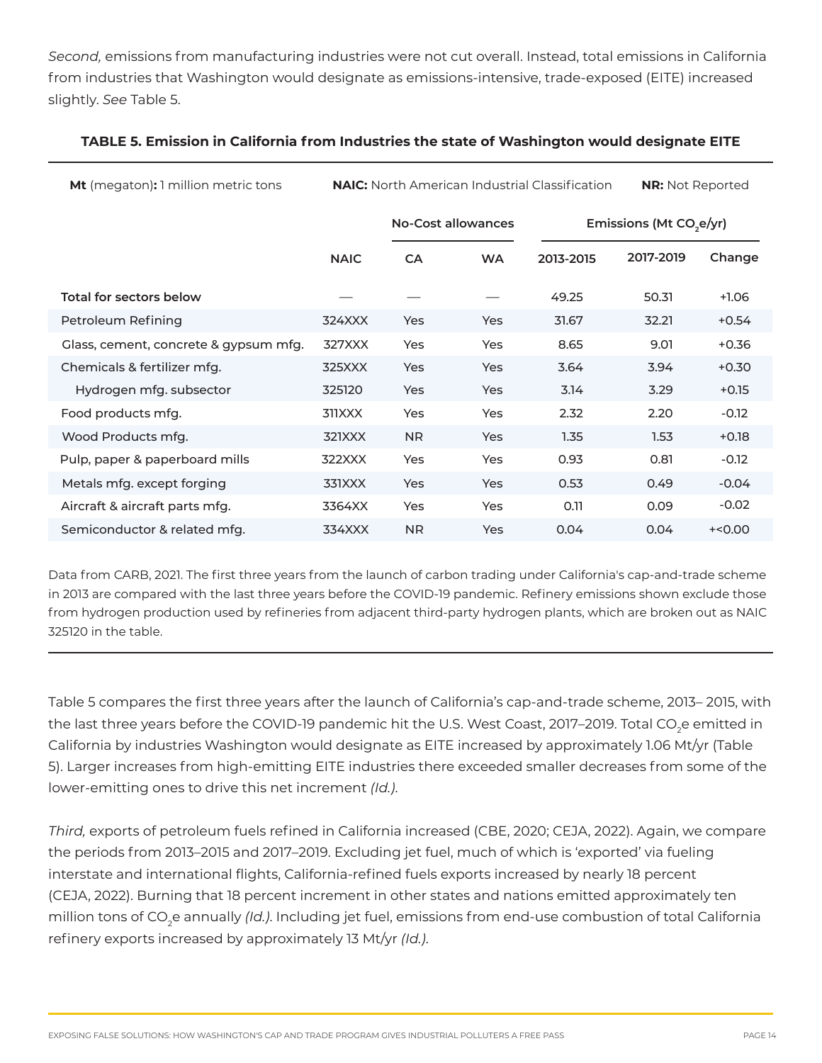*Second,* emissions from manufacturing industries were not cut overall. Instead, total emissions in California from industries that Washington would designate as emissions-intensive, trade-exposed (EITE) increased slightly. *See* Table 5.

**TABLE 5. Emission in California from Industries the state of Washington would designate EITE**

**Mt** (megaton)**:** 1 million metric tons | **NAIC:** North American Industrial Classification | **NR:** Not Reported

| | | No-Cost allowances | | Emissions (Mt $CO_2$e/yr) | | |
|---|---|---|---|---|---|---|
| | **NAIC** | **CA** | **WA** | **2013-2015** | **2017-2019** | **Change** |
| **Total for sectors below** | — | — | — | 49.25 | 50.31 | +1.06 |
| Petroleum Refining | 324XXX | Yes | Yes | 31.67 | 32.21 | +0.54 |
| Glass, cement, concrete & gypsum mfg. | 327XXX | Yes | Yes | 8.65 | 9.01 | +0.36 |
| Chemicals & fertilizer mfg. | 325XXX | Yes | Yes | 3.64 | 3.94 | +0.30 |
| Hydrogen mfg. subsector | 325120 | Yes | Yes | 3.14 | 3.29 | +0.15 |
| Food products mfg. | 311XXX | Yes | Yes | 2.32 | 2.20 | -0.12 |
| Wood Products mfg. | 321XXX | NR | Yes | 1.35 | 1.53 | +0.18 |
| Pulp, paper & paperboard mills | 322XXX | Yes | Yes | 0.93 | 0.81 | -0.12 |
| Metals mfg. except forging | 331XXX | Yes | Yes | 0.53 | 0.49 | -0.04 |
| Aircraft & aircraft parts mfg. | 3364XX | Yes | Yes | 0.11 | 0.09 | -0.02 |
| Semiconductor & related mfg. | 334XXX | NR | Yes | 0.04 | 0.04 | +<0.00 |

Data from CARB, 2021. The first three years from the launch of carbon trading under California's cap-and-trade scheme in 2013 are compared with the last three years before the COVID-19 pandemic. Refinery emissions shown exclude those from hydrogen production used by refineries from adjacent third-party hydrogen plants, which are broken out as NAIC 325120 in the table.

Table 5 compares the first three years after the launch of California's cap-and-trade scheme, 2013– 2015, with the last three years before the COVID-19 pandemic hit the U.S. West Coast, 2017–2019. Total $CO_2$e emitted in California by industries Washington would designate as EITE increased by approximately 1.06 Mt/yr (Table 5). Larger increases from high-emitting EITE industries there exceeded smaller decreases from some of the lower-emitting ones to drive this net increment *(Id.).*

*Third,* exports of petroleum fuels refined in California increased (CBE, 2020; CEJA, 2022). Again, we compare the periods from 2013–2015 and 2017–2019. Excluding jet fuel, much of which is 'exported' via fueling interstate and international flights, California-refined fuels exports increased by nearly 18 percent (CEJA, 2022). Burning that 18 percent increment in other states and nations emitted approximately ten million tons of $CO_2$e annually *(Id.).* Including jet fuel, emissions from end-use combustion of total California refinery exports increased by approximately 13 Mt/yr *(Id.).*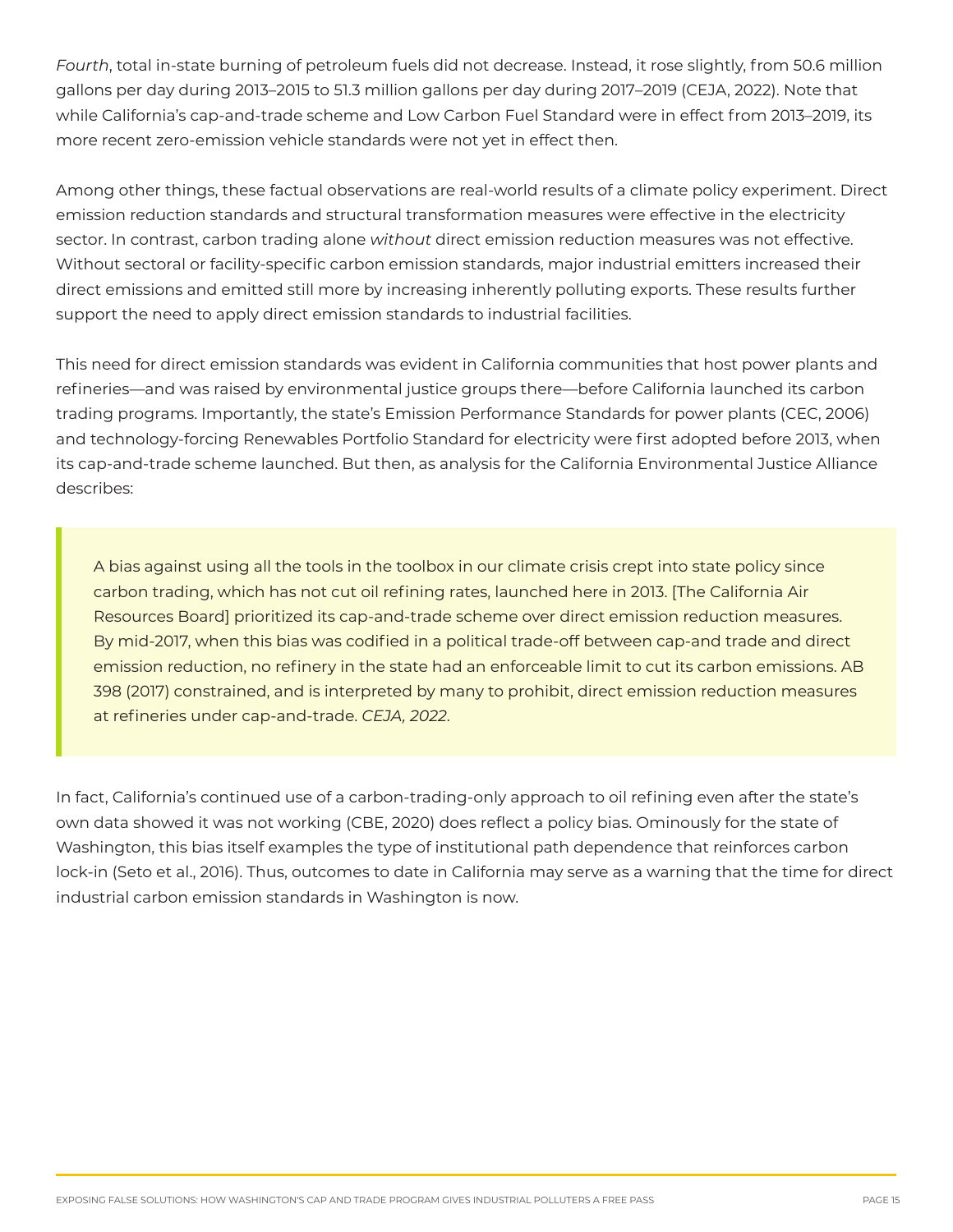*Fourth*, total in-state burning of petroleum fuels did not decrease. Instead, it rose slightly, from 50.6 million gallons per day during 2013–2015 to 51.3 million gallons per day during 2017–2019 (CEJA, 2022). Note that while California's cap-and-trade scheme and Low Carbon Fuel Standard were in effect from 2013–2019, its more recent zero-emission vehicle standards were not yet in effect then.

Among other things, these factual observations are real-world results of a climate policy experiment. Direct emission reduction standards and structural transformation measures were effective in the electricity sector. In contrast, carbon trading alone *without* direct emission reduction measures was not effective. Without sectoral or facility-specific carbon emission standards, major industrial emitters increased their direct emissions and emitted still more by increasing inherently polluting exports. These results further support the need to apply direct emission standards to industrial facilities.

This need for direct emission standards was evident in California communities that host power plants and refineries—and was raised by environmental justice groups there—before California launched its carbon trading programs. Importantly, the state's Emission Performance Standards for power plants (CEC, 2006) and technology-forcing Renewables Portfolio Standard for electricity were first adopted before 2013, when its cap-and-trade scheme launched. But then, as analysis for the California Environmental Justice Alliance describes:

> A bias against using all the tools in the toolbox in our climate crisis crept into state policy since carbon trading, which has not cut oil refining rates, launched here in 2013. [The California Air Resources Board] prioritized its cap-and-trade scheme over direct emission reduction measures. By mid-2017, when this bias was codified in a political trade-off between cap-and trade and direct emission reduction, no refinery in the state had an enforceable limit to cut its carbon emissions. AB 398 (2017) constrained, and is interpreted by many to prohibit, direct emission reduction measures at refineries under cap-and-trade. *CEJA, 2022*.

In fact, California's continued use of a carbon-trading-only approach to oil refining even after the state's own data showed it was not working (CBE, 2020) does reflect a policy bias. Ominously for the state of Washington, this bias itself examples the type of institutional path dependence that reinforces carbon lock-in (Seto et al., 2016). Thus, outcomes to date in California may serve as a warning that the time for direct industrial carbon emission standards in Washington is now.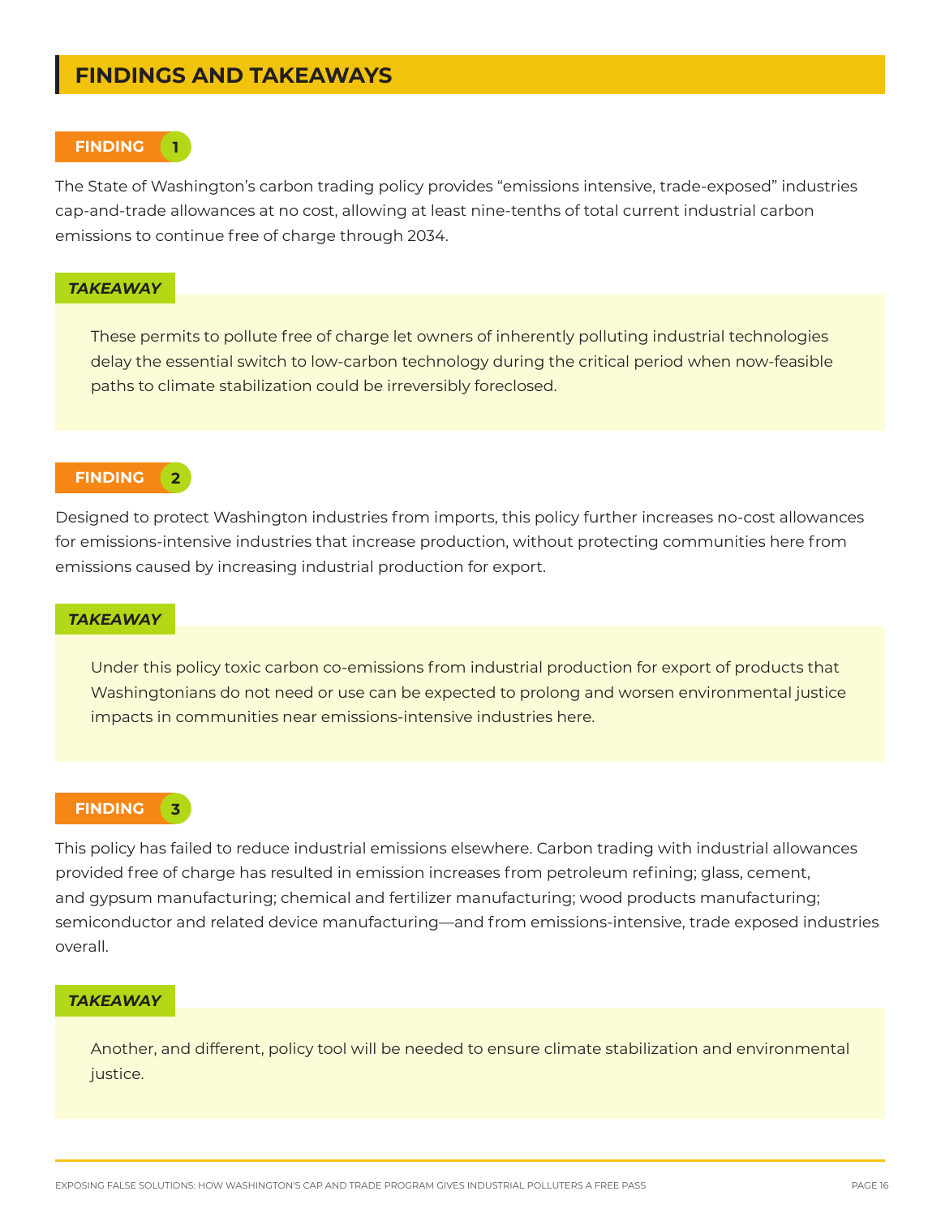## FINDINGS AND TAKEAWAYS

### FINDING 1

The State of Washington's carbon trading policy provides "emissions intensive, trade-exposed" industries cap-and-trade allowances at no cost, allowing at least nine-tenths of total current industrial carbon emissions to continue free of charge through 2034.

#### *TAKEAWAY*

These permits to pollute free of charge let owners of inherently polluting industrial technologies delay the essential switch to low-carbon technology during the critical period when now-feasible paths to climate stabilization could be irreversibly foreclosed.

### FINDING 2

Designed to protect Washington industries from imports, this policy further increases no-cost allowances for emissions-intensive industries that increase production, without protecting communities here from emissions caused by increasing industrial production for export.

#### *TAKEAWAY*

Under this policy toxic carbon co-emissions from industrial production for export of products that Washingtonians do not need or use can be expected to prolong and worsen environmental justice impacts in communities near emissions-intensive industries here.

### FINDING 3

This policy has failed to reduce industrial emissions elsewhere. Carbon trading with industrial allowances provided free of charge has resulted in emission increases from petroleum refining; glass, cement, and gypsum manufacturing; chemical and fertilizer manufacturing; wood products manufacturing; semiconductor and related device manufacturing—and from emissions-intensive, trade exposed industries overall.

#### *TAKEAWAY*

Another, and different, policy tool will be needed to ensure climate stabilization and environmental justice.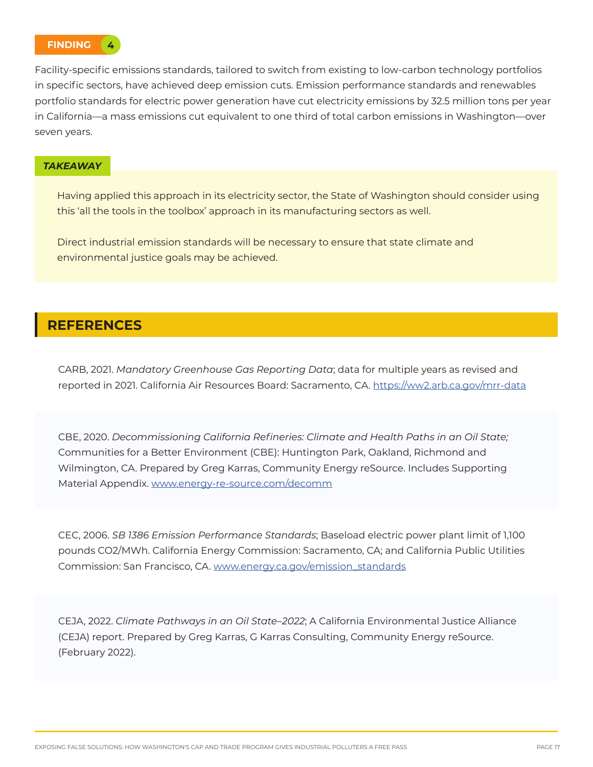**FINDING 4**

Facility-specific emissions standards, tailored to switch from existing to low-carbon technology portfolios in specific sectors, have achieved deep emission cuts. Emission performance standards and renewables portfolio standards for electric power generation have cut electricity emissions by 32.5 million tons per year in California—a mass emissions cut equivalent to one third of total carbon emissions in Washington—over seven years.

***TAKEAWAY***

Having applied this approach in its electricity sector, the State of Washington should consider using this 'all the tools in the toolbox' approach in its manufacturing sectors as well.

Direct industrial emission standards will be necessary to ensure that state climate and environmental justice goals may be achieved.

## REFERENCES

CARB, 2021. *Mandatory Greenhouse Gas Reporting Data*; data for multiple years as revised and reported in 2021. California Air Resources Board: Sacramento, CA. https://ww2.arb.ca.gov/mrr-data

CBE, 2020. *Decommissioning California Refineries: Climate and Health Paths in an Oil State;* Communities for a Better Environment (CBE): Huntington Park, Oakland, Richmond and Wilmington, CA. Prepared by Greg Karras, Community Energy reSource. Includes Supporting Material Appendix. www.energy-re-source.com/decomm

CEC, 2006. *SB 1386 Emission Performance Standards*; Baseload electric power plant limit of 1,100 pounds CO2/MWh. California Energy Commission: Sacramento, CA; and California Public Utilities Commission: San Francisco, CA. www.energy.ca.gov/emission_standards

CEJA, 2022. *Climate Pathways in an Oil State–2022*; A California Environmental Justice Alliance (CEJA) report. Prepared by Greg Karras, G Karras Consulting, Community Energy reSource. (February 2022).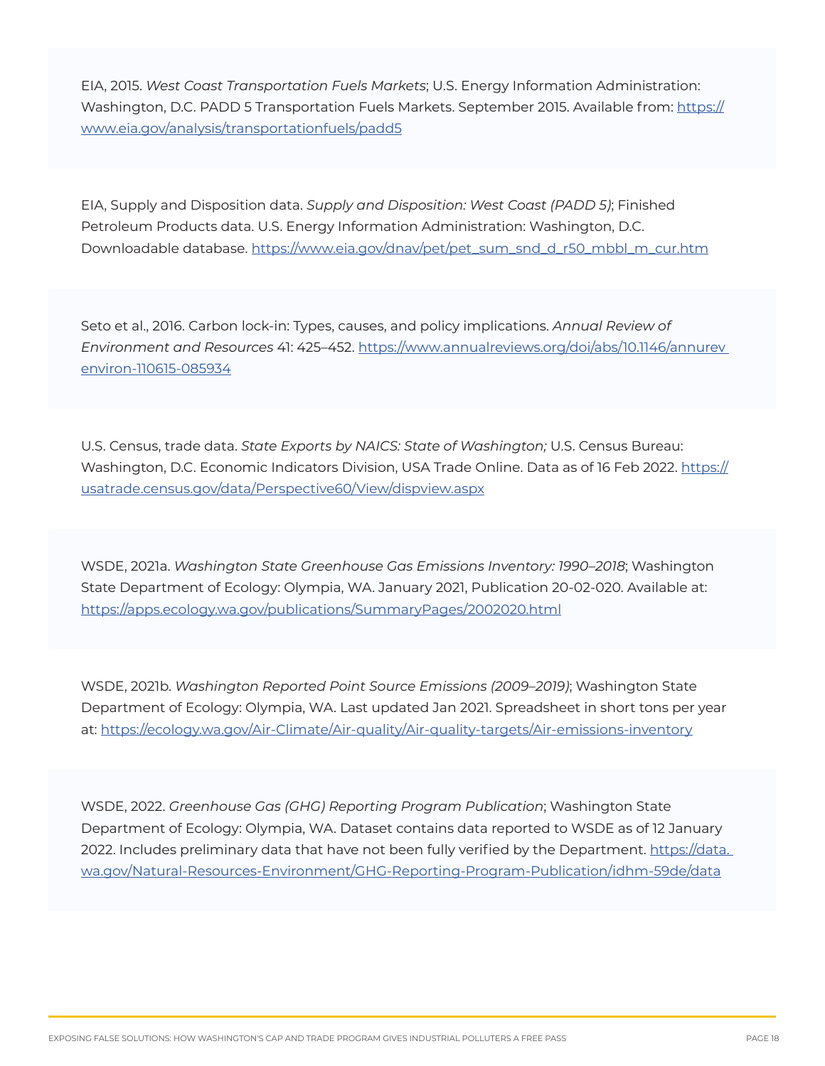EIA, 2015. *West Coast Transportation Fuels Markets*; U.S. Energy Information Administration: Washington, D.C. PADD 5 Transportation Fuels Markets. September 2015. Available from: https://www.eia.gov/analysis/transportationfuels/padd5

EIA, Supply and Disposition data. *Supply and Disposition: West Coast (PADD 5)*; Finished Petroleum Products data. U.S. Energy Information Administration: Washington, D.C. Downloadable database. https://www.eia.gov/dnav/pet/pet_sum_snd_d_r50_mbbl_m_cur.htm

Seto et al., 2016. Carbon lock-in: Types, causes, and policy implications. *Annual Review of Environment and Resources* 41: 425–452. https://www.annualreviews.org/doi/abs/10.1146/annurev environ-110615-085934

U.S. Census, trade data. *State Exports by NAICS: State of Washington;* U.S. Census Bureau: Washington, D.C. Economic Indicators Division, USA Trade Online. Data as of 16 Feb 2022. https://usatrade.census.gov/data/Perspective60/View/dispview.aspx

WSDE, 2021a. *Washington State Greenhouse Gas Emissions Inventory: 1990–2018*; Washington State Department of Ecology: Olympia, WA. January 2021, Publication 20-02-020. Available at: https://apps.ecology.wa.gov/publications/SummaryPages/2002020.html

WSDE, 2021b. *Washington Reported Point Source Emissions (2009–2019)*; Washington State Department of Ecology: Olympia, WA. Last updated Jan 2021. Spreadsheet in short tons per year at: https://ecology.wa.gov/Air-Climate/Air-quality/Air-quality-targets/Air-emissions-inventory

WSDE, 2022. *Greenhouse Gas (GHG) Reporting Program Publication*; Washington State Department of Ecology: Olympia, WA. Dataset contains data reported to WSDE as of 12 January 2022. Includes preliminary data that have not been fully verified by the Department. https://data.wa.gov/Natural-Resources-Environment/GHG-Reporting-Program-Publication/idhm-59de/data